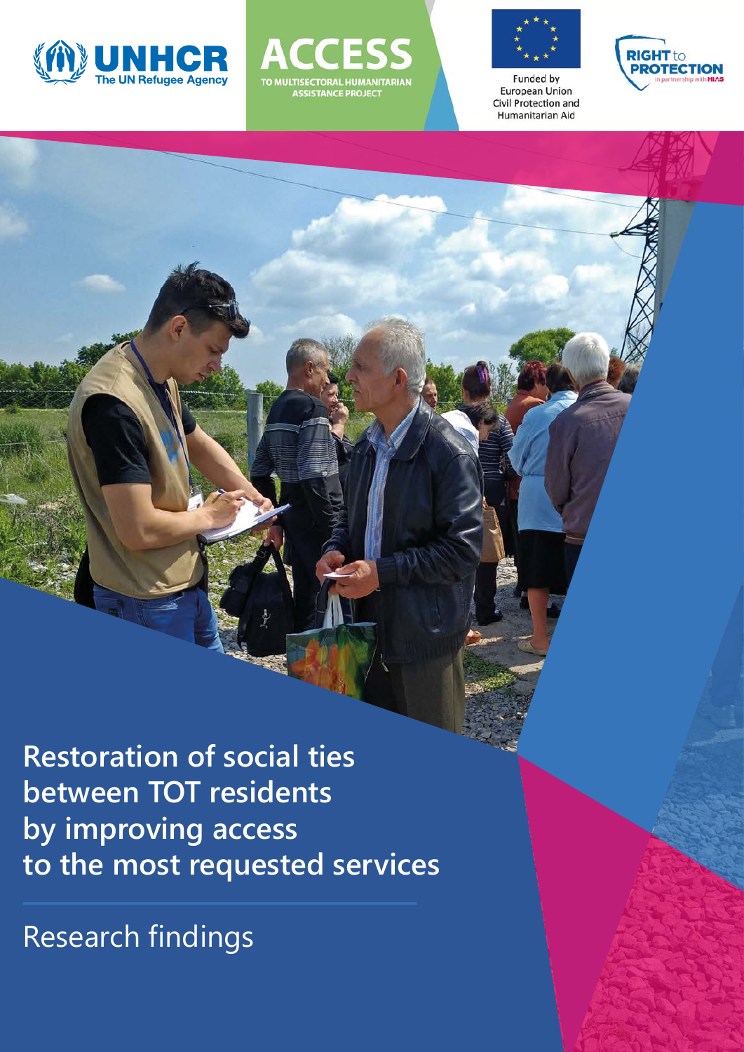UNHCR The UN Refugee Agency

ACCESS TO MULTISECTORAL HUMANITARIAN ASSISTANCE PROJECT

Funded by European Union Civil Protection and Humanitarian Aid

RIGHT to PROTECTION in partnership with HIAS

# Restoration of social ties between TOT residents by improving access to the most requested services

Research findings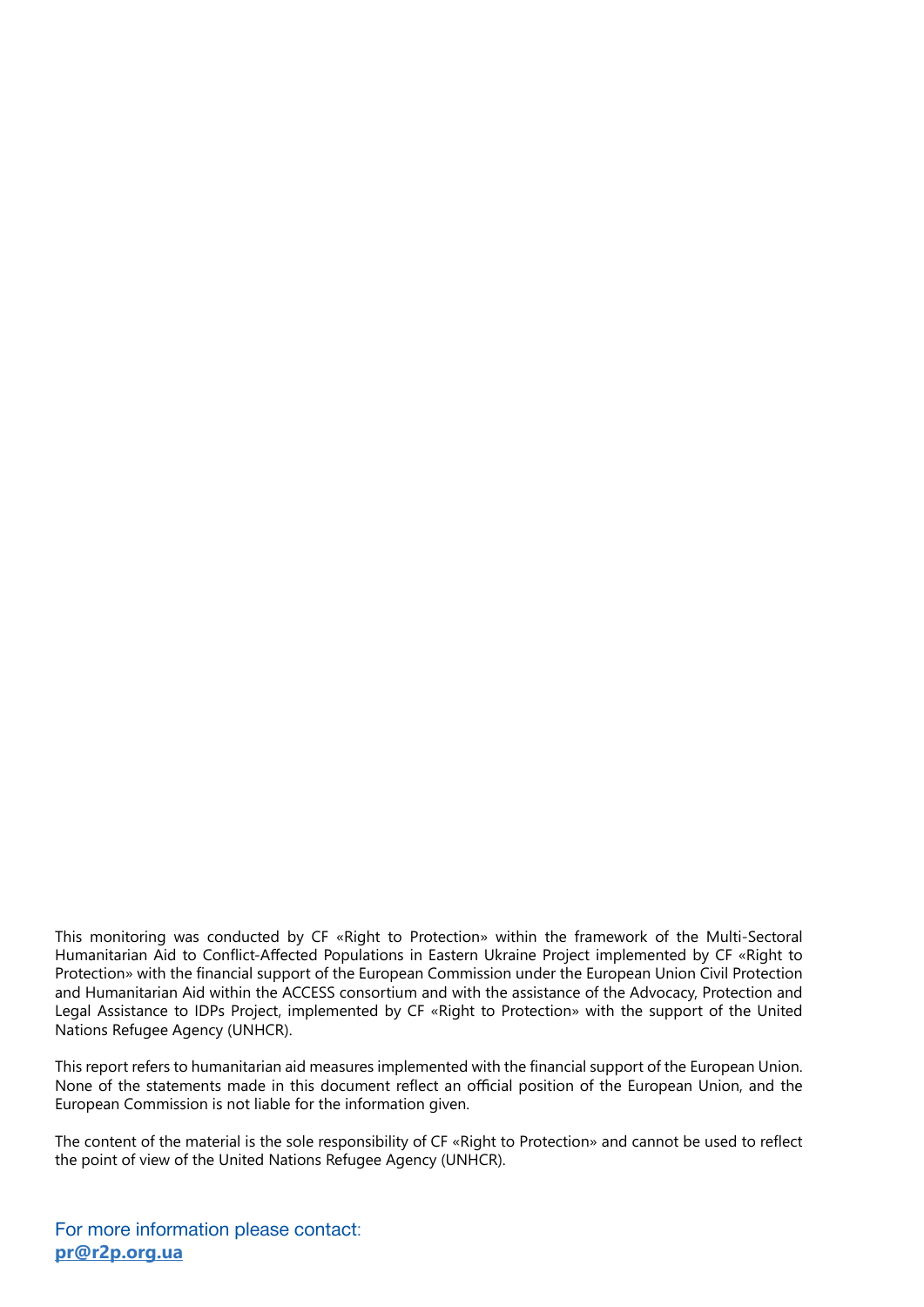This monitoring was conducted by CF «Right to Protection» within the framework of the Multi-Sectoral Humanitarian Aid to Conflict-Affected Populations in Eastern Ukraine Project implemented by CF «Right to Protection» with the financial support of the European Commission under the European Union Civil Protection and Humanitarian Aid within the ACCESS consortium and with the assistance of the Advocacy, Protection and Legal Assistance to IDPs Project, implemented by CF «Right to Protection» with the support of the United Nations Refugee Agency (UNHCR).

This report refers to humanitarian aid measures implemented with the financial support of the European Union. None of the statements made in this document reflect an official position of the European Union, and the European Commission is not liable for the information given.

The content of the material is the sole responsibility of CF «Right to Protection» and cannot be used to reflect the point of view of the United Nations Refugee Agency (UNHCR).

For more information please contact:
**pr@r2p.org.ua**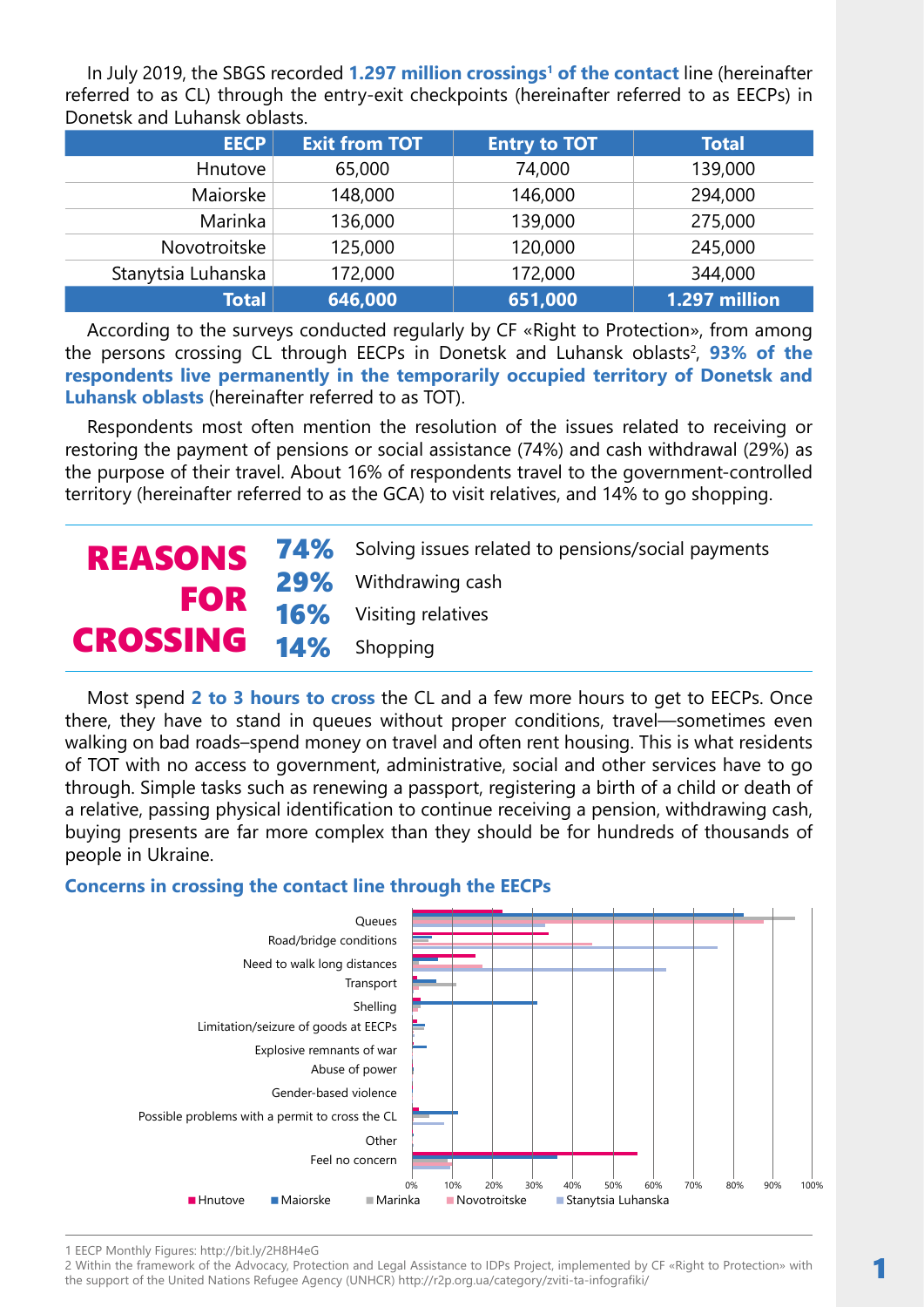In July 2019, the SBGS recorded **1.297 million crossings[1] of the contact** line (hereinafter referred to as CL) through the entry-exit checkpoints (hereinafter referred to as EECPs) in Donetsk and Luhansk oblasts.

| EECP | Exit from TOT | Entry to TOT | Total |
|---|---|---|---|
| Hnutove | 65,000 | 74,000 | 139,000 |
| Maiorske | 148,000 | 146,000 | 294,000 |
| Marinka | 136,000 | 139,000 | 275,000 |
| Novotroitske | 125,000 | 120,000 | 245,000 |
| Stanytsia Luhanska | 172,000 | 172,000 | 344,000 |
| **Total** | **646,000** | **651,000** | **1.297 million** |

According to the surveys conducted regularly by CF «Right to Protection», from among the persons crossing CL through EECPs in Donetsk and Luhansk oblasts[2], **93% of the respondents live permanently in the temporarily occupied territory of Donetsk and Luhansk oblasts** (hereinafter referred to as TOT).

Respondents most often mention the resolution of the issues related to receiving or restoring the payment of pensions or social assistance (74%) and cash withdrawal (29%) as the purpose of their travel. About 16% of respondents travel to the government-controlled territory (hereinafter referred to as the GCA) to visit relatives, and 14% to go shopping.

## REASONS FOR CROSSING

- **74%** Solving issues related to pensions/social payments
- **29%** Withdrawing cash
- **16%** Visiting relatives
- **14%** Shopping

Most spend **2 to 3 hours to cross** the CL and a few more hours to get to EECPs. Once there, they have to stand in queues without proper conditions, travel—sometimes even walking on bad roads–spend money on travel and often rent housing. This is what residents of TOT with no access to government, administrative, social and other services have to go through. Simple tasks such as renewing a passport, registering a birth of a child or death of a relative, passing physical identification to continue receiving a pension, withdrawing cash, buying presents are far more complex than they should be for hundreds of thousands of people in Ukraine.

### Concerns in crossing the contact line through the EECPs

Queues; Road/bridge conditions; Need to walk long distances; Transport; Shelling; Limitation/seizure of goods at EECPs; Explosive remnants of war; Abuse of power; Gender-based violence; Possible problems with a permit to cross the CL; Other; Feel no concern

0% 10% 20% 30% 40% 50% 60% 70% 80% 90% 100%

Hnutove | Maiorske | Marinka | Novotroitske | Stanytsia Luhanska

---

1 EECP Monthly Figures: http://bit.ly/2H8H4eG

2 Within the framework of the Advocacy, Protection and Legal Assistance to IDPs Project, implemented by CF «Right to Protection» with the support of the United Nations Refugee Agency (UNHCR) http://r2p.org.ua/category/zviti-ta-infografiki/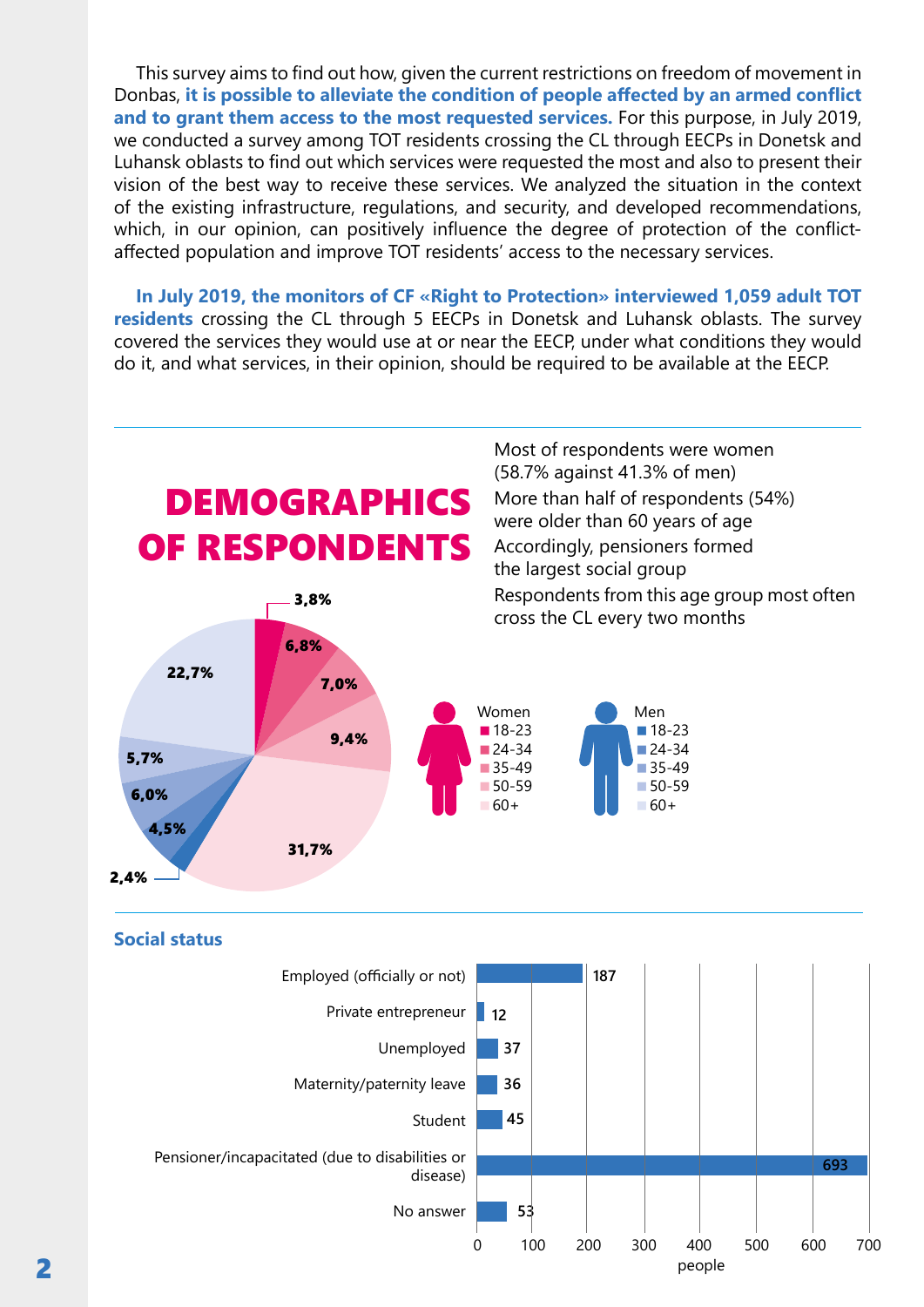This survey aims to find out how, given the current restrictions on freedom of movement in Donbas, **it is possible to alleviate the condition of people affected by an armed conflict and to grant them access to the most requested services.** For this purpose, in July 2019, we conducted a survey among TOT residents crossing the CL through EECPs in Donetsk and Luhansk oblasts to find out which services were requested the most and also to present their vision of the best way to receive these services. We analyzed the situation in the context of the existing infrastructure, regulations, and security, and developed recommendations, which, in our opinion, can positively influence the degree of protection of the conflict-affected population and improve TOT residents' access to the necessary services.

**In July 2019, the monitors of CF «Right to Protection» interviewed 1,059 adult TOT residents** crossing the CL through 5 EECPs in Donetsk and Luhansk oblasts. The survey covered the services they would use at or near the EECP, under what conditions they would do it, and what services, in their opinion, should be required to be available at the EECP.

## DEMOGRAPHICS OF RESPONDENTS

Most of respondents were women (58.7% against 41.3% of men)

More than half of respondents (54%) were older than 60 years of age

Accordingly, pensioners formed the largest social group

Respondents from this age group most often cross the CL every two months

| Age | Women | Men |
|---|---|---|
| 18-23 | 3,8% | 2,4% |
| 24-34 | 6,8% | 4,5% |
| 35-49 | 7,0% | 6,0% |
| 50-59 | 9,4% | 5,7% |
| 60+ | 31,7% | 22,7% |

### Social status

| Social status | People |
|---|---|
| Employed (officially or not) | 187 |
| Private entrepreneur | 12 |
| Unemployed | 37 |
| Maternity/paternity leave | 36 |
| Student | 45 |
| Pensioner/incapacitated (due to disabilities or disease) | 693 |
| No answer | 53 |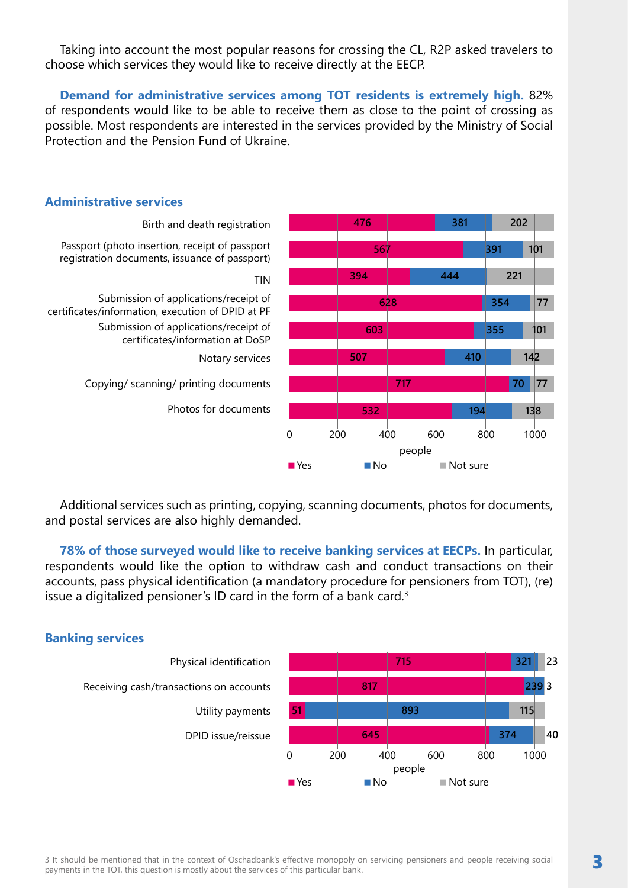Taking into account the most popular reasons for crossing the CL, R2P asked travelers to choose which services they would like to receive directly at the EECP.

**Demand for administrative services among TOT residents is extremely high.** 82% of respondents would like to be able to receive them as close to the point of crossing as possible. Most respondents are interested in the services provided by the Ministry of Social Protection and the Pension Fund of Ukraine.

### Administrative services

| Service | Yes | No | Not sure |
|---|---|---|---|
| Birth and death registration | 476 | 381 | 202 |
| Passport (photo insertion, receipt of passport registration documents, issuance of passport) | 567 | 391 | 101 |
| TIN | 394 | 444 | 221 |
| Submission of applications/receipt of certificates/information, execution of DPID at PF | 628 | 354 | 77 |
| Submission of applications/receipt of certificates/information at DoSP | 603 | 355 | 101 |
| Notary services | 507 | 410 | 142 |
| Copying/ scanning/ printing documents | 717 | 70 | 77 |
| Photos for documents | 532 | 194 | 138 |

Additional services such as printing, copying, scanning documents, photos for documents, and postal services are also highly demanded.

**78% of those surveyed would like to receive banking services at EECPs.** In particular, respondents would like the option to withdraw cash and conduct transactions on their accounts, pass physical identification (a mandatory procedure for pensioners from TOT), (re)issue a digitalized pensioner's ID card in the form of a bank card.[3]

### Banking services

| Service | Yes | No | Not sure |
|---|---|---|---|
| Physical identification | 715 | 321 | 23 |
| Receiving cash/transactions on accounts | 817 | 239 | 3 |
| Utility payments | 51 | 893 | 115 |
| DPID issue/reissue | 645 | 374 | 40 |

3 It should be mentioned that in the context of Oschadbank's effective monopoly on servicing pensioners and people receiving social payments in the TOT, this question is mostly about the services of this particular bank.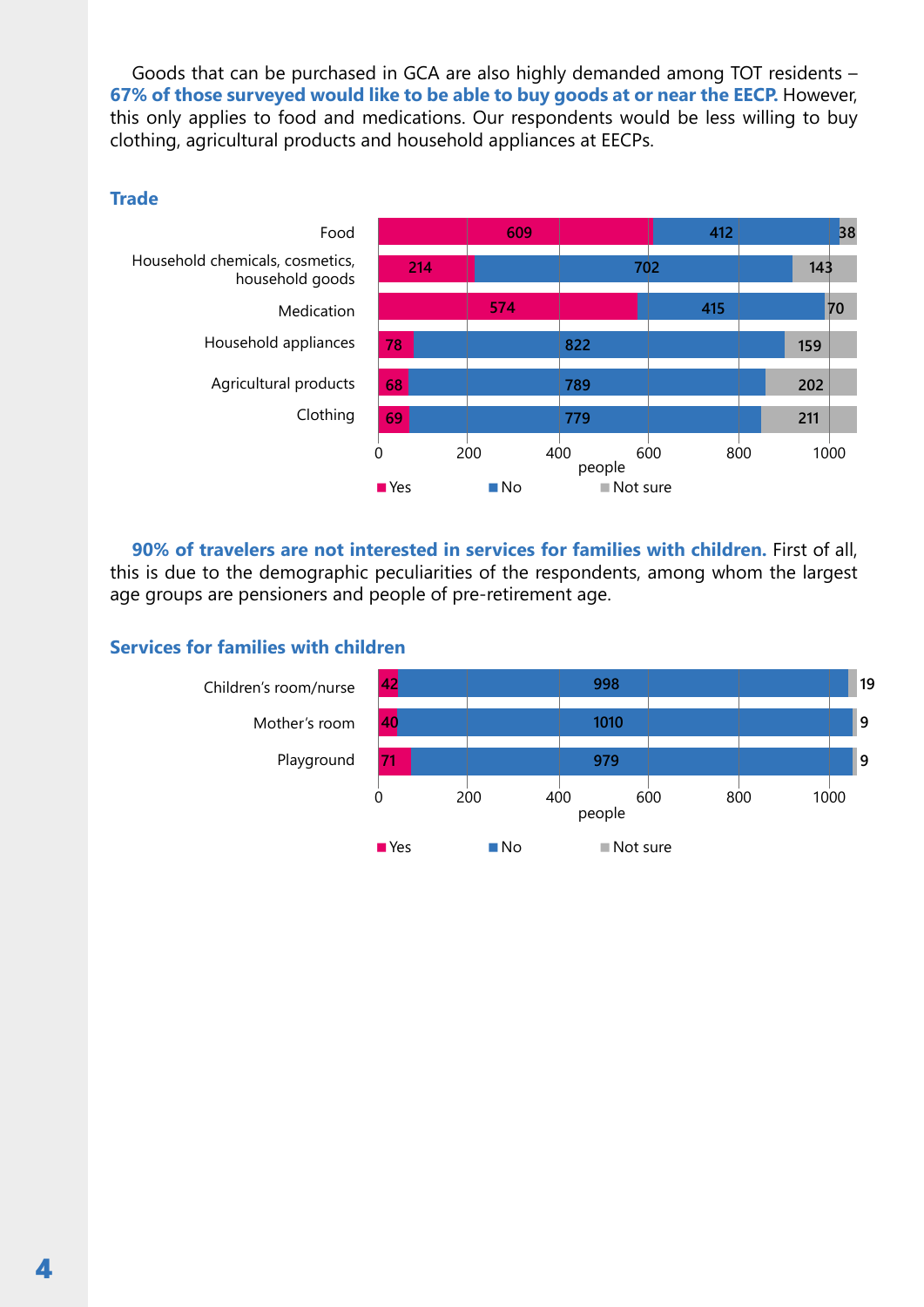Goods that can be purchased in GCA are also highly demanded among TOT residents – **67% of those surveyed would like to be able to buy goods at or near the EECP.** However, this only applies to food and medications. Our respondents would be less willing to buy clothing, agricultural products and household appliances at EECPs.

### Trade

| | Yes | No | Not sure |
|---|---|---|---|
| Food | 609 | 412 | 38 |
| Household chemicals, cosmetics, household goods | 214 | 702 | 143 |
| Medication | 574 | 415 | 70 |
| Household appliances | 78 | 822 | 159 |
| Agricultural products | 68 | 789 | 202 |
| Clothing | 69 | 779 | 211 |

**90% of travelers are not interested in services for families with children.** First of all, this is due to the demographic peculiarities of the respondents, among whom the largest age groups are pensioners and people of pre-retirement age.

### Services for families with children

| | Yes | No | Not sure |
|---|---|---|---|
| Children's room/nurse | 42 | 998 | 19 |
| Mother's room | 40 | 1010 | 9 |
| Playground | 71 | 979 | 9 |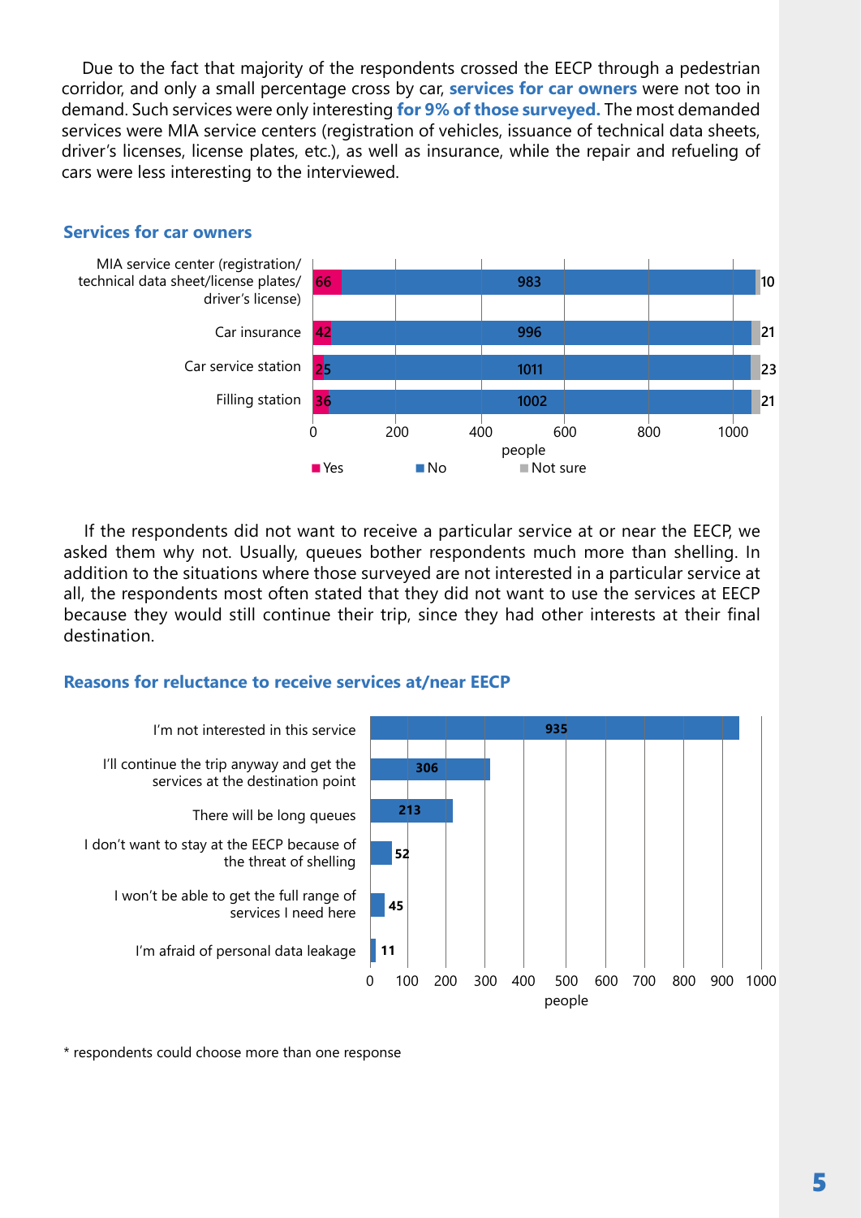Due to the fact that majority of the respondents crossed the EECP through a pedestrian corridor, and only a small percentage cross by car, **services for car owners** were not too in demand. Such services were only interesting **for 9% of those surveyed.** The most demanded services were MIA service centers (registration of vehicles, issuance of technical data sheets, driver's licenses, license plates, etc.), as well as insurance, while the repair and refueling of cars were less interesting to the interviewed.

### Services for car owners

| Service | Yes | No | Not sure |
|---|---|---|---|
| MIA service center (registration/ technical data sheet/license plates/ driver's license) | 66 | 983 | 10 |
| Car insurance | 42 | 996 | 21 |
| Car service station | 25 | 1011 | 23 |
| Filling station | 36 | 1002 | 21 |

If the respondents did not want to receive a particular service at or near the EECP, we asked them why not. Usually, queues bother respondents much more than shelling. In addition to the situations where those surveyed are not interested in a particular service at all, the respondents most often stated that they did not want to use the services at EECP because they would still continue their trip, since they had other interests at their final destination.

### Reasons for reluctance to receive services at/near EECP

| Reason | People |
|---|---|
| I'm not interested in this service | 935 |
| I'll continue the trip anyway and get the services at the destination point | 306 |
| There will be long queues | 213 |
| I don't want to stay at the EECP because of the threat of shelling | 52 |
| I won't be able to get the full range of services I need here | 45 |
| I'm afraid of personal data leakage | 11 |

* respondents could choose more than one response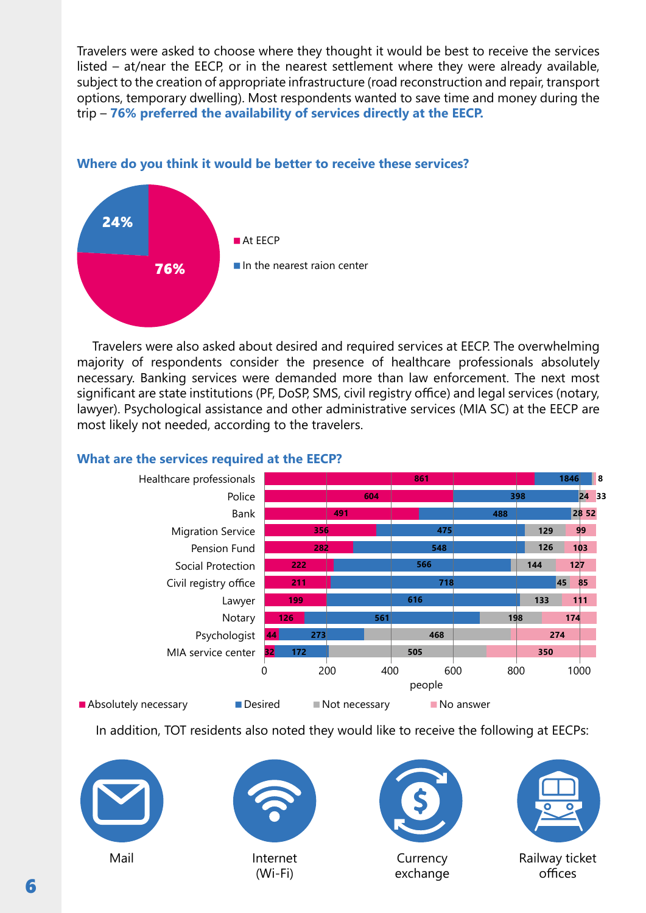Travelers were asked to choose where they thought it would be best to receive the services listed – at/near the EECP, or in the nearest settlement where they were already available, subject to the creation of appropriate infrastructure (road reconstruction and repair, transport options, temporary dwelling). Most respondents wanted to save time and money during the trip – **76% preferred the availability of services directly at the EECP.**

### Where do you think it would be better to receive these services?

| Location | Share |
|---|---|
| At EECP | 76% |
| In the nearest raion center | 24% |

Travelers were also asked about desired and required services at EECP. The overwhelming majority of respondents consider the presence of healthcare professionals absolutely necessary. Banking services were demanded more than law enforcement. The next most significant are state institutions (PF, DoSP, SMS, civil registry office) and legal services (notary, lawyer). Psychological assistance and other administrative services (MIA SC) at the EECP are most likely not needed, according to the travelers.

### What are the services required at the EECP?

| Service | Absolutely necessary | Desired | Not necessary | No answer |
|---|---|---|---|---|
| Healthcare professionals | 861 | 1846 | 8 | |
| Police | 604 | 398 | 24 | 33 |
| Bank | 491 | 488 | 28 | 52 |
| Migration Service | 356 | 475 | 129 | 99 |
| Pension Fund | 282 | 548 | 126 | 103 |
| Social Protection | 222 | 566 | 144 | 127 |
| Civil registry office | 211 | 718 | 45 | 85 |
| Lawyer | 199 | 616 | 133 | 111 |
| Notary | 126 | 561 | 198 | 174 |
| Psychologist | 44 | 273 | 468 | 274 |
| MIA service center | 32 | 172 | 505 | 350 |

(x-axis: people, 0–1000)

In addition, TOT residents also noted they would like to receive the following at EECPs:

- Mail
- Internet (Wi-Fi)
- Currency exchange
- Railway ticket offices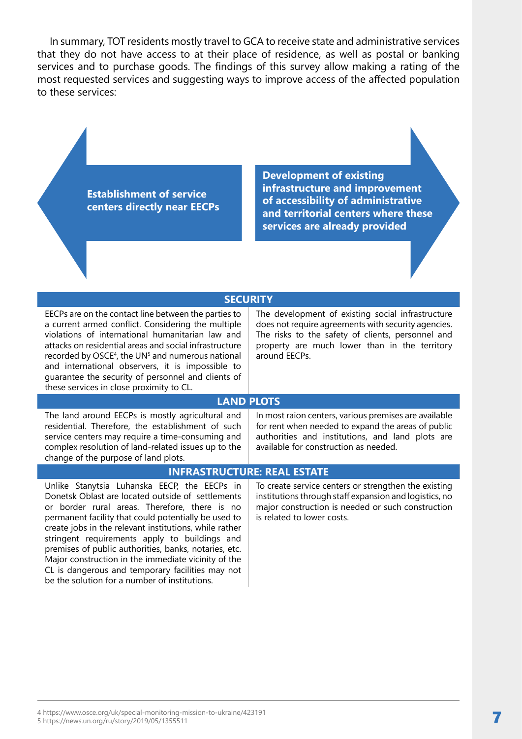In summary, TOT residents mostly travel to GCA to receive state and administrative services that they do not have access to at their place of residence, as well as postal or banking services and to purchase goods. The findings of this survey allow making a rating of the most requested services and suggesting ways to improve access of the affected population to these services:

| **Establishment of service centers directly near EECPs** | **Development of existing infrastructure and improvement of accessibility of administrative and territorial centers where these services are already provided** |
|---|---|
| **SECURITY** | |
| EECPs are on the contact line between the parties to a current armed conflict. Considering the multiple violations of international humanitarian law and attacks on residential areas and social infrastructure recorded by OSCE[4], the UN[5] and numerous national and international observers, it is impossible to guarantee the security of personnel and clients of these services in close proximity to CL. | The development of existing social infrastructure does not require agreements with security agencies. The risks to the safety of clients, personnel and property are much lower than in the territory around EECPs. |
| **LAND PLOTS** | |
| The land around EECPs is mostly agricultural and residential. Therefore, the establishment of such service centers may require a time-consuming and complex resolution of land-related issues up to the change of the purpose of land plots. | In most raion centers, various premises are available for rent when needed to expand the areas of public authorities and institutions, and land plots are available for construction as needed. |
| **INFRASTRUCTURE: REAL ESTATE** | |
| Unlike Stanytsia Luhanska EECP, the EECPs in Donetsk Oblast are located outside of settlements or border rural areas. Therefore, there is no permanent facility that could potentially be used to create jobs in the relevant institutions, while rather stringent requirements apply to buildings and premises of public authorities, banks, notaries, etc. Major construction in the immediate vicinity of the CL is dangerous and temporary facilities may not be the solution for a number of institutions. | To create service centers or strengthen the existing institutions through staff expansion and logistics, no major construction is needed or such construction is related to lower costs. |

4 https://www.osce.org/uk/special-monitoring-mission-to-ukraine/423191
5 https://news.un.org/ru/story/2019/05/1355511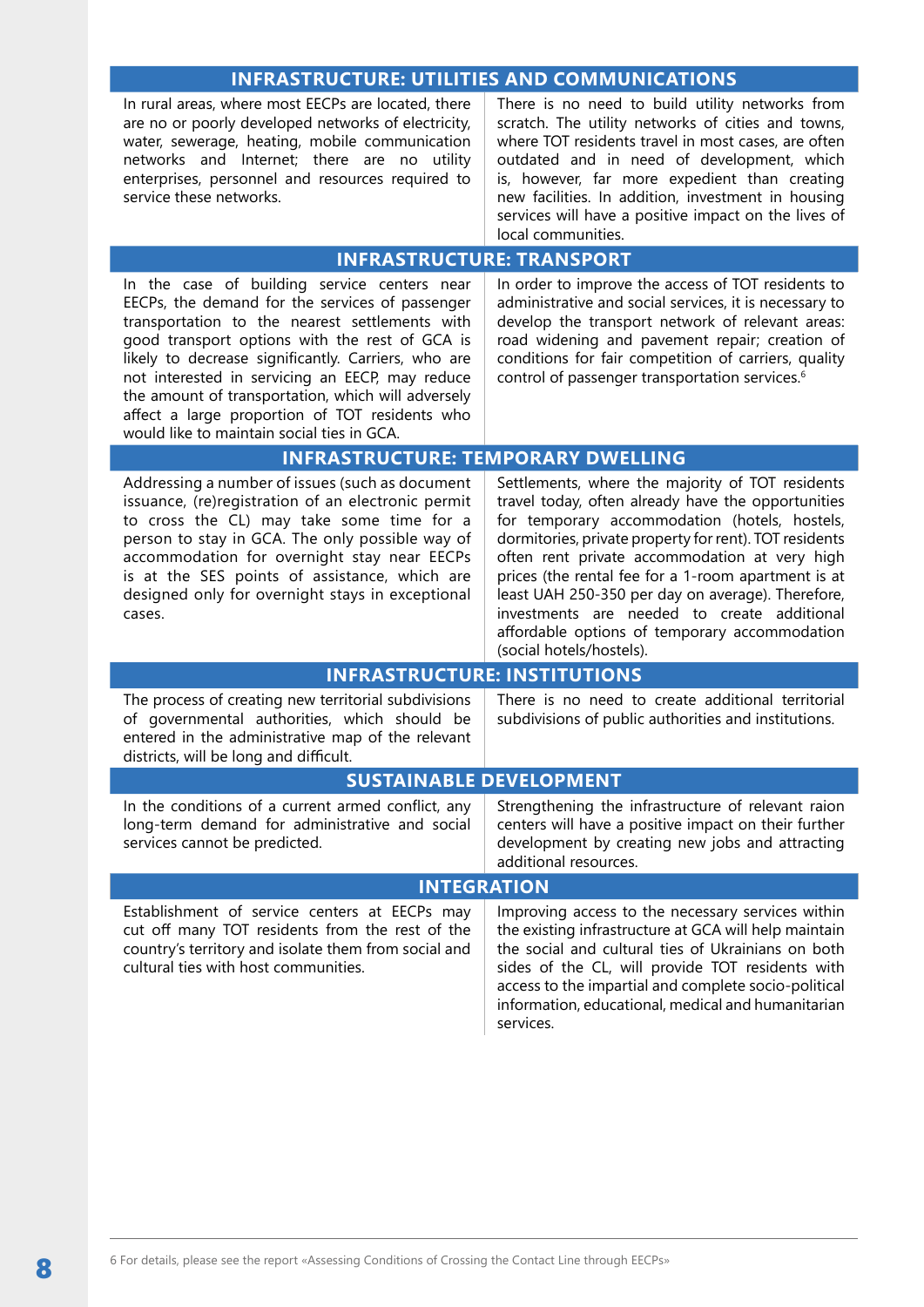| INFRASTRUCTURE: UTILITIES AND COMMUNICATIONS | |
|---|---|
| In rural areas, where most EECPs are located, there are no or poorly developed networks of electricity, water, sewerage, heating, mobile communication networks and Internet; there are no utility enterprises, personnel and resources required to service these networks. | There is no need to build utility networks from scratch. The utility networks of cities and towns, where TOT residents travel in most cases, are often outdated and in need of development, which is, however, far more expedient than creating new facilities. In addition, investment in housing services will have a positive impact on the lives of local communities. |
| **INFRASTRUCTURE: TRANSPORT** | |
| In the case of building service centers near EECPs, the demand for the services of passenger transportation to the nearest settlements with good transport options with the rest of GCA is likely to decrease significantly. Carriers, who are not interested in servicing an EECP, may reduce the amount of transportation, which will adversely affect a large proportion of TOT residents who would like to maintain social ties in GCA. | In order to improve the access of TOT residents to administrative and social services, it is necessary to develop the transport network of relevant areas: road widening and pavement repair; creation of conditions for fair competition of carriers, quality control of passenger transportation services.[6] |
| **INFRASTRUCTURE: TEMPORARY DWELLING** | |
| Addressing a number of issues (such as document issuance, (re)registration of an electronic permit to cross the CL) may take some time for a person to stay in GCA. The only possible way of accommodation for overnight stay near EECPs is at the SES points of assistance, which are designed only for overnight stays in exceptional cases. | Settlements, where the majority of TOT residents travel today, often already have the opportunities for temporary accommodation (hotels, hostels, dormitories, private property for rent). TOT residents often rent private accommodation at very high prices (the rental fee for a 1-room apartment is at least UAH 250-350 per day on average). Therefore, investments are needed to create additional affordable options of temporary accommodation (social hotels/hostels). |
| **INFRASTRUCTURE: INSTITUTIONS** | |
| The process of creating new territorial subdivisions of governmental authorities, which should be entered in the administrative map of the relevant districts, will be long and difficult. | There is no need to create additional territorial subdivisions of public authorities and institutions. |
| **SUSTAINABLE DEVELOPMENT** | |
| In the conditions of a current armed conflict, any long-term demand for administrative and social services cannot be predicted. | Strengthening the infrastructure of relevant raion centers will have a positive impact on their further development by creating new jobs and attracting additional resources. |
| **INTEGRATION** | |
| Establishment of service centers at EECPs may cut off many TOT residents from the rest of the country's territory and isolate them from social and cultural ties with host communities. | Improving access to the necessary services within the existing infrastructure at GCA will help maintain the social and cultural ties of Ukrainians on both sides of the CL, will provide TOT residents with access to the impartial and complete socio-political information, educational, medical and humanitarian services. |

[6] For details, please see the report «Assessing Conditions of Crossing the Contact Line through EECPs»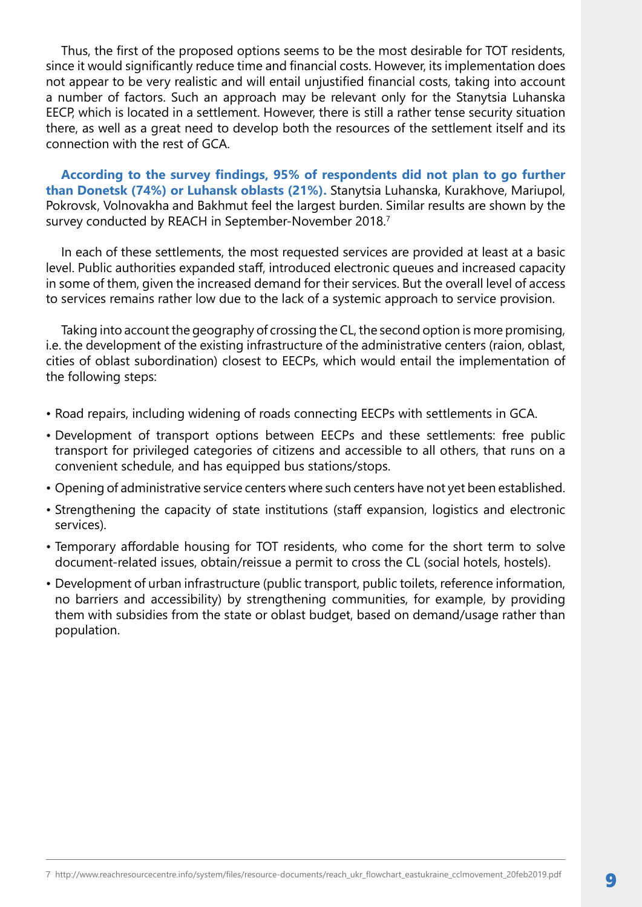Thus, the first of the proposed options seems to be the most desirable for TOT residents, since it would significantly reduce time and financial costs. However, its implementation does not appear to be very realistic and will entail unjustified financial costs, taking into account a number of factors. Such an approach may be relevant only for the Stanytsia Luhanska EECP, which is located in a settlement. However, there is still a rather tense security situation there, as well as a great need to develop both the resources of the settlement itself and its connection with the rest of GCA.

**According to the survey findings, 95% of respondents did not plan to go further than Donetsk (74%) or Luhansk oblasts (21%).** Stanytsia Luhanska, Kurakhove, Mariupol, Pokrovsk, Volnovakha and Bakhmut feel the largest burden. Similar results are shown by the survey conducted by REACH in September-November 2018.[7]

In each of these settlements, the most requested services are provided at least at a basic level. Public authorities expanded staff, introduced electronic queues and increased capacity in some of them, given the increased demand for their services. But the overall level of access to services remains rather low due to the lack of a systemic approach to service provision.

Taking into account the geography of crossing the CL, the second option is more promising, i.e. the development of the existing infrastructure of the administrative centers (raion, oblast, cities of oblast subordination) closest to EECPs, which would entail the implementation of the following steps:

- Road repairs, including widening of roads connecting EECPs with settlements in GCA.
- Development of transport options between EECPs and these settlements: free public transport for privileged categories of citizens and accessible to all others, that runs on a convenient schedule, and has equipped bus stations/stops.
- Opening of administrative service centers where such centers have not yet been established.
- Strengthening the capacity of state institutions (staff expansion, logistics and electronic services).
- Temporary affordable housing for TOT residents, who come for the short term to solve document-related issues, obtain/reissue a permit to cross the CL (social hotels, hostels).
- Development of urban infrastructure (public transport, public toilets, reference information, no barriers and accessibility) by strengthening communities, for example, by providing them with subsidies from the state or oblast budget, based on demand/usage rather than population.

---

7 http://www.reachresourcecentre.info/system/files/resource-documents/reach_ukr_flowchart_eastukraine_cclmovement_20feb2019.pdf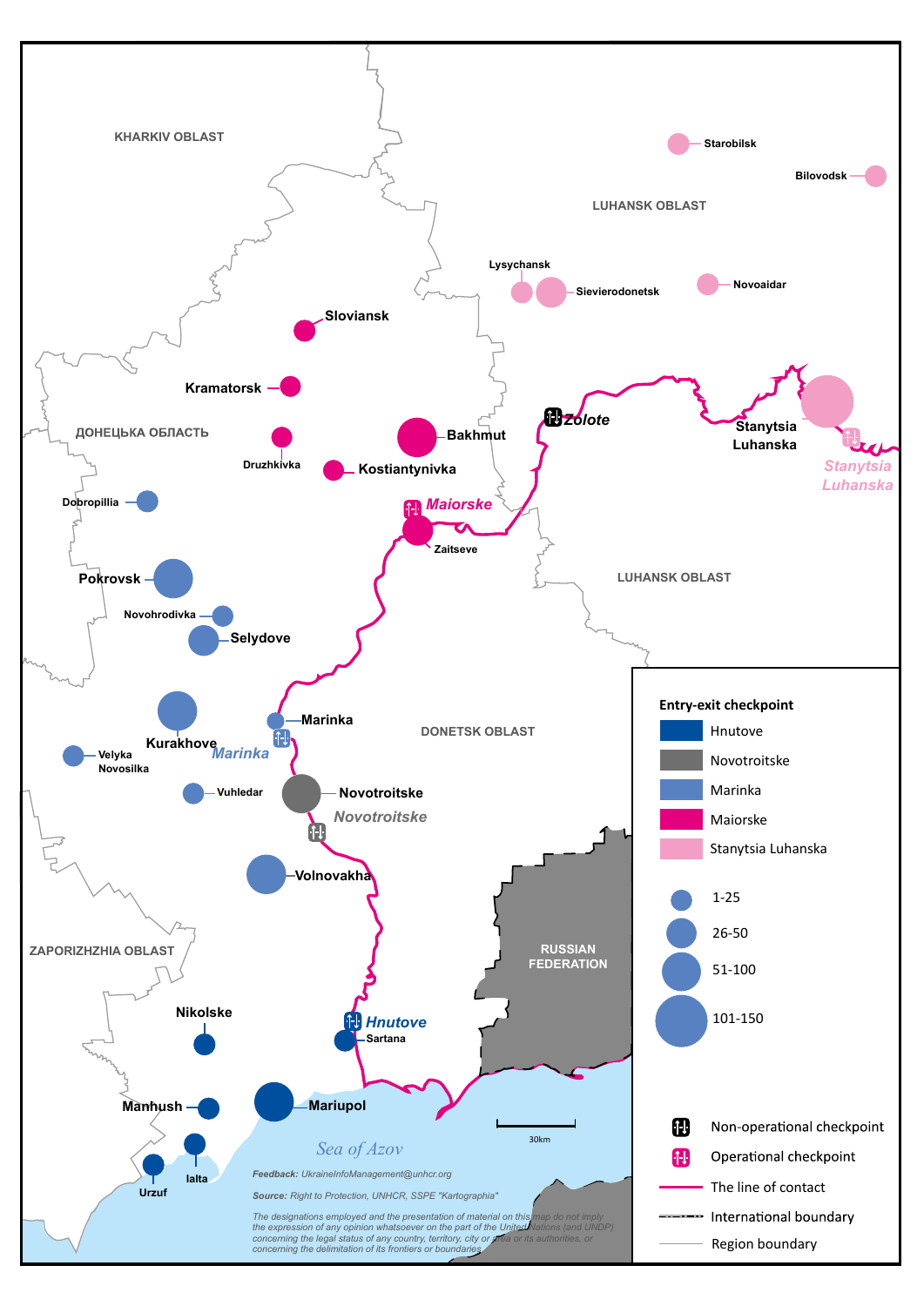KHARKIV OBLAST

LUHANSK OBLAST

ДОНЕЦЬКА ОБЛАСТЬ

DONETSK OBLAST

ZAPORIZHZHIA OBLAST

RUSSIAN FEDERATION

Sea of Azov

Starobilsk

Bilovodsk

Lysychansk

Sievierodonetsk

Novoaidar

Sloviansk

Kramatorsk

Druzhkivka

Bakhmut

Kostiantynivka

Zolote

Stanytsia Luhanska

Stanytsia Luhanska

Maiorske

Zaitseve

Dobropillia

Pokrovsk

Novohrodivka

Selydove

Kurakhove

Marinka

Marinka

Velyka Novosilka

Vuhledar

Novotroitske

Novotroitske

Volnovakha

Nikolske

Hnutove

Sartana

Manhush

Mariupol

Urzuf

Ialta

30km

**Entry-exit checkpoint**

Hnutove

Novotroitske

Marinka

Maiorske

Stanytsia Luhanska

1-25

26-50

51-100

101-150

Non-operational checkpoint

Operational checkpoint

The line of contact

International boundary

Region boundary

***Feedback:*** *UkraineInfoManagement@unhcr.org*

***Source:*** *Right to Protection, UNHCR, SSPE "Kartographia"*

*The designations employed and the presentation of material on this map do not imply the expression of any opinion whatsoever on the part of the United Nations (and UNDP) concerning the legal status of any country, territory, city or area or its authorities, or concerning the delimitation of its frontiers or boundaries.*